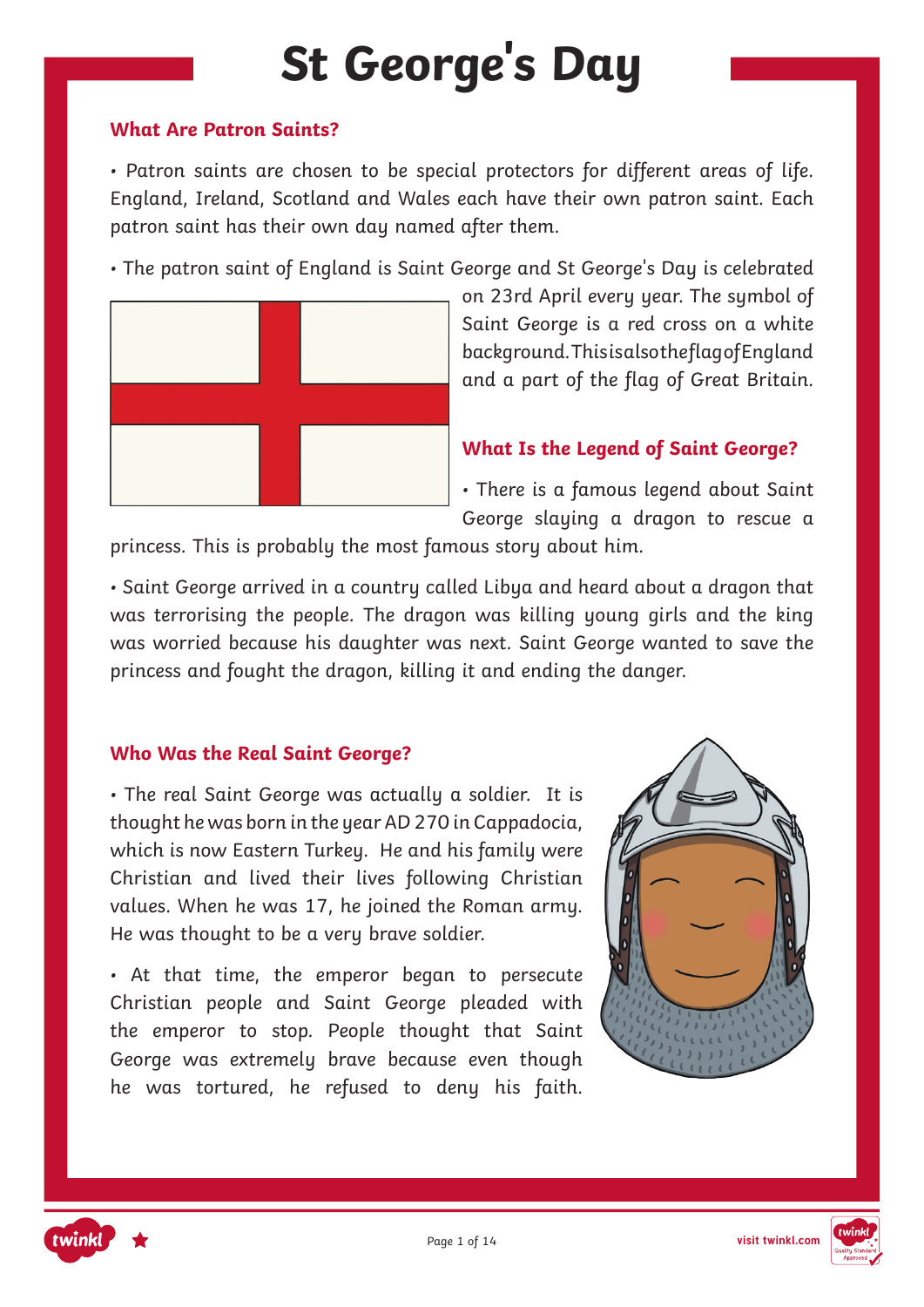# St George's Day

## What Are Patron Saints?

• Patron saints are chosen to be special protectors for different areas of life. England, Ireland, Scotland and Wales each have their own patron saint. Each patron saint has their own day named after them.

• The patron saint of England is Saint George and St George's Day is celebrated on 23rd April every year. The symbol of Saint George is a red cross on a white background. This is also the flag of England and a part of the flag of Great Britain.

## What Is the Legend of Saint George?

• There is a famous legend about Saint George slaying a dragon to rescue a princess. This is probably the most famous story about him.

• Saint George arrived in a country called Libya and heard about a dragon that was terrorising the people. The dragon was killing young girls and the king was worried because his daughter was next. Saint George wanted to save the princess and fought the dragon, killing it and ending the danger.

## Who Was the Real Saint George?

• The real Saint George was actually a soldier. It is thought he was born in the year AD 270 in Cappadocia, which is now Eastern Turkey. He and his family were Christian and lived their lives following Christian values. When he was 17, he joined the Roman army. He was thought to be a very brave soldier.

• At that time, the emperor began to persecute Christian people and Saint George pleaded with the emperor to stop. People thought that Saint George was extremely brave because even though he was tortured, he refused to deny his faith.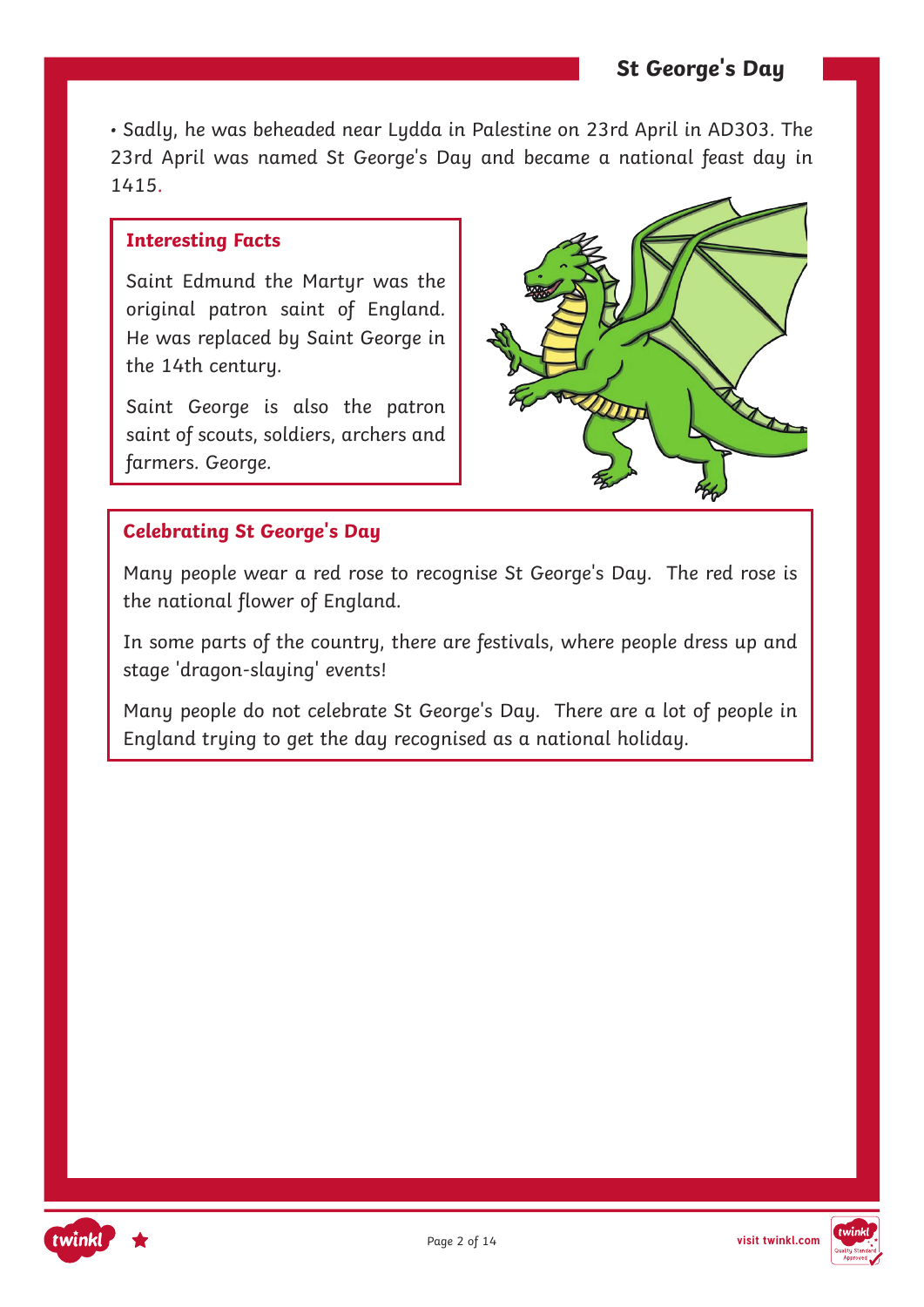• Sadly, he was beheaded near Lydda in Palestine on 23rd April in AD303. The 23rd April was named St George's Day and became a national feast day in 1415.

### Interesting Facts

Saint Edmund the Martyr was the original patron saint of England. He was replaced by Saint George in the 14th century.

Saint George is also the patron saint of scouts, soldiers, archers and farmers. George.

### Celebrating St George's Day

Many people wear a red rose to recognise St George's Day. The red rose is the national flower of England.

In some parts of the country, there are festivals, where people dress up and stage 'dragon-slaying' events!

Many people do not celebrate St George's Day. There are a lot of people in England trying to get the day recognised as a national holiday.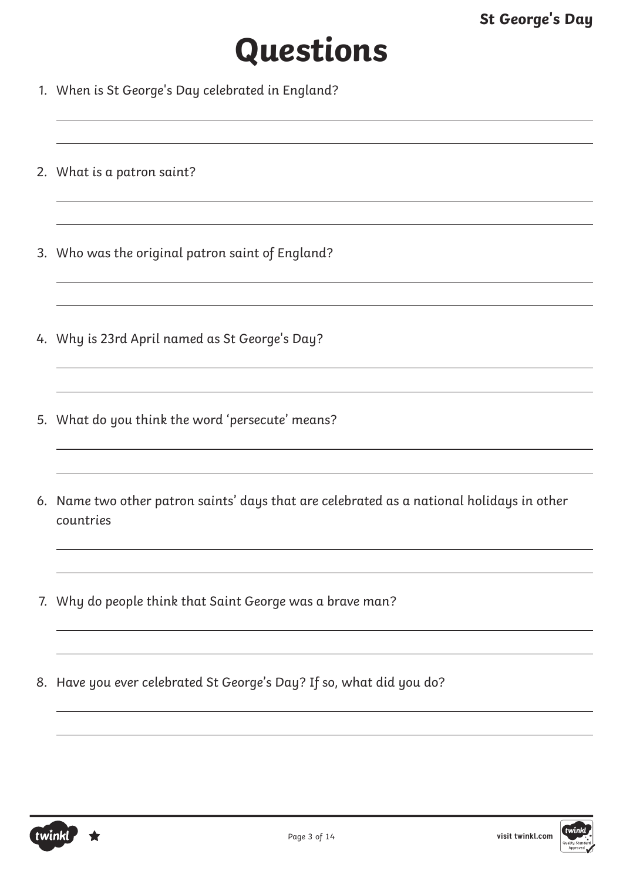# Questions

1. When is St George's Day celebrated in England?

2. What is a patron saint?

3. Who was the original patron saint of England?

4. Why is 23rd April named as St George's Day?

5. What do you think the word 'persecute' means?

6. Name two other patron saints' days that are celebrated as a national holidays in other countries

7. Why do people think that Saint George was a brave man?

8. Have you ever celebrated St George's Day? If so, what did you do?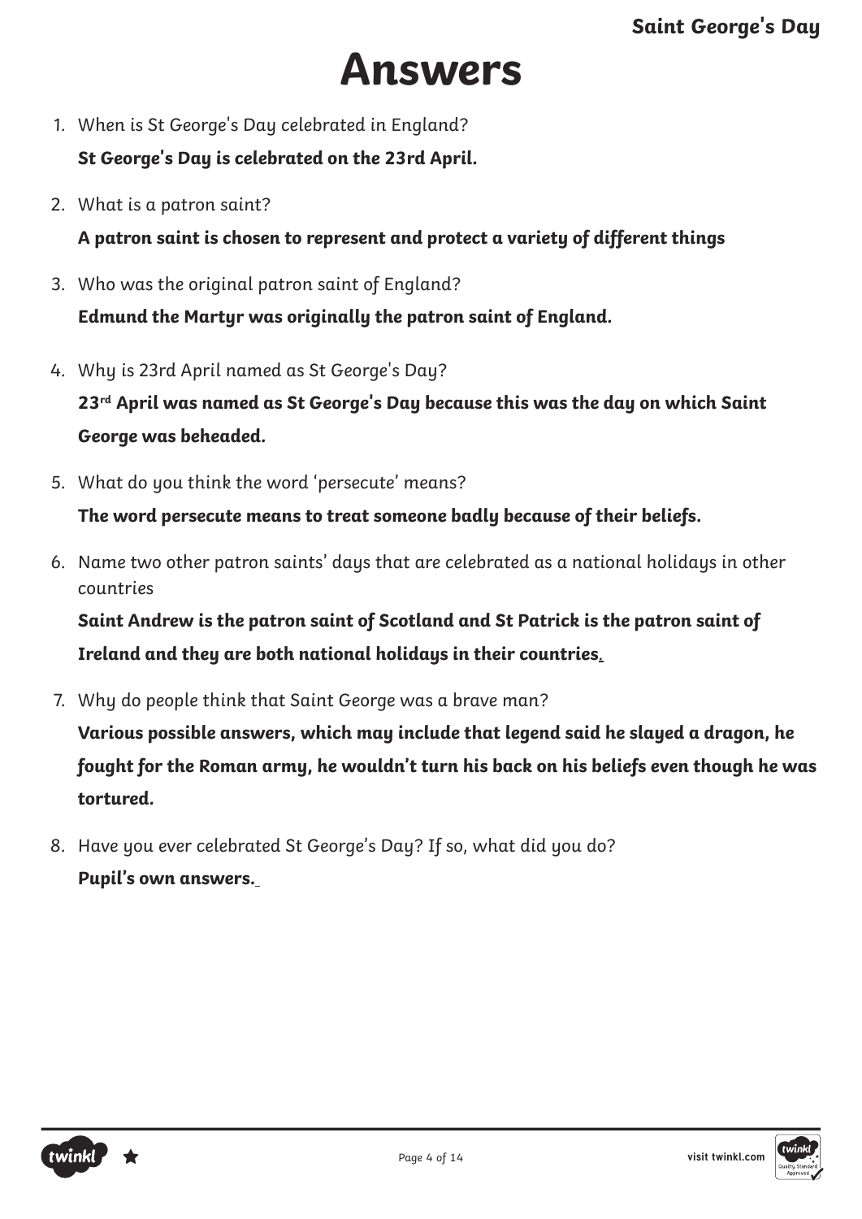# Answers

1. When is St George's Day celebrated in England?

   **St George's Day is celebrated on the 23rd April.**

2. What is a patron saint?

   **A patron saint is chosen to represent and protect a variety of different things**

3. Who was the original patron saint of England?

   **Edmund the Martyr was originally the patron saint of England.**

4. Why is 23rd April named as St George's Day?

   **23rd April was named as St George's Day because this was the day on which Saint George was beheaded.**

5. What do you think the word 'persecute' means?

   **The word persecute means to treat someone badly because of their beliefs.**

6. Name two other patron saints' days that are celebrated as a national holidays in other countries

   **Saint Andrew is the patron saint of Scotland and St Patrick is the patron saint of Ireland and they are both national holidays in their countries.**

7. Why do people think that Saint George was a brave man?

   **Various possible answers, which may include that legend said he slayed a dragon, he fought for the Roman army, he wouldn't turn his back on his beliefs even though he was tortured.**

8. Have you ever celebrated St George's Day? If so, what did you do?

   **Pupil's own answers.**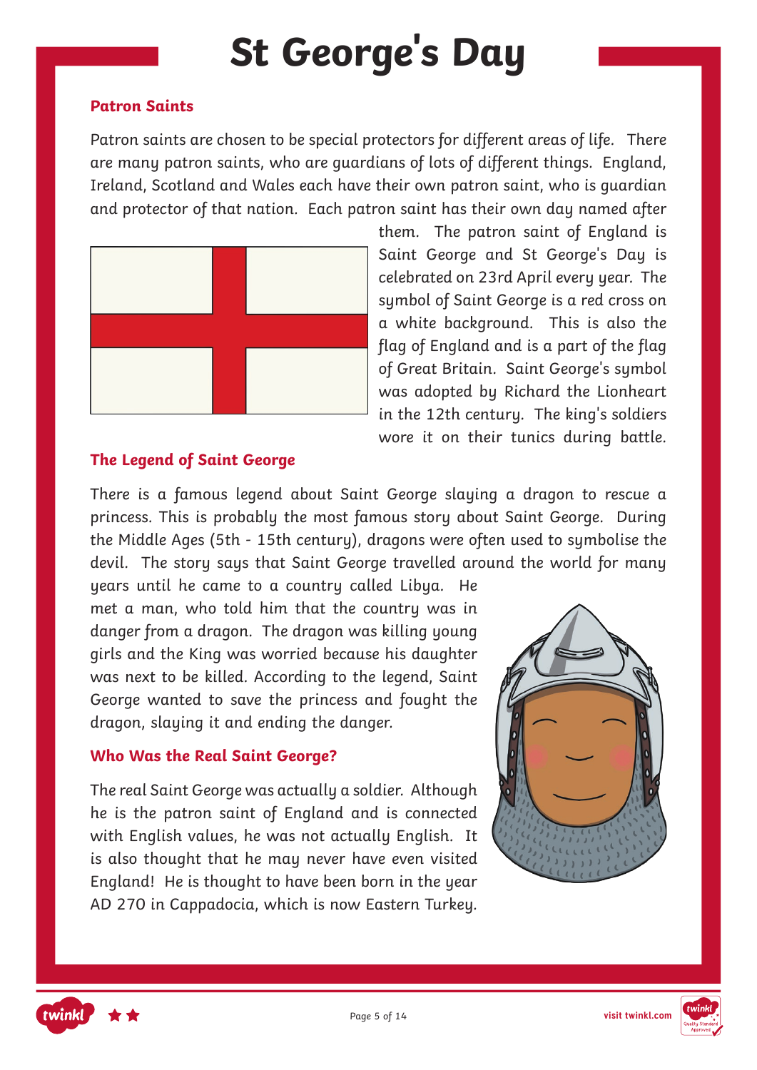# St George's Day

### Patron Saints

Patron saints are chosen to be special protectors for different areas of life. There are many patron saints, who are guardians of lots of different things. England, Ireland, Scotland and Wales each have their own patron saint, who is guardian and protector of that nation. Each patron saint has their own day named after them. The patron saint of England is Saint George and St George's Day is celebrated on 23rd April every year. The symbol of Saint George is a red cross on a white background. This is also the flag of England and is a part of the flag of Great Britain. Saint George's symbol was adopted by Richard the Lionheart in the 12th century. The king's soldiers wore it on their tunics during battle.

### The Legend of Saint George

There is a famous legend about Saint George slaying a dragon to rescue a princess. This is probably the most famous story about Saint George. During the Middle Ages (5th - 15th century), dragons were often used to symbolise the devil. The story says that Saint George travelled around the world for many years until he came to a country called Libya. He met a man, who told him that the country was in danger from a dragon. The dragon was killing young girls and the King was worried because his daughter was next to be killed. According to the legend, Saint George wanted to save the princess and fought the dragon, slaying it and ending the danger.

### Who Was the Real Saint George?

The real Saint George was actually a soldier. Although he is the patron saint of England and is connected with English values, he was not actually English. It is also thought that he may never have even visited England! He is thought to have been born in the year AD 270 in Cappadocia, which is now Eastern Turkey.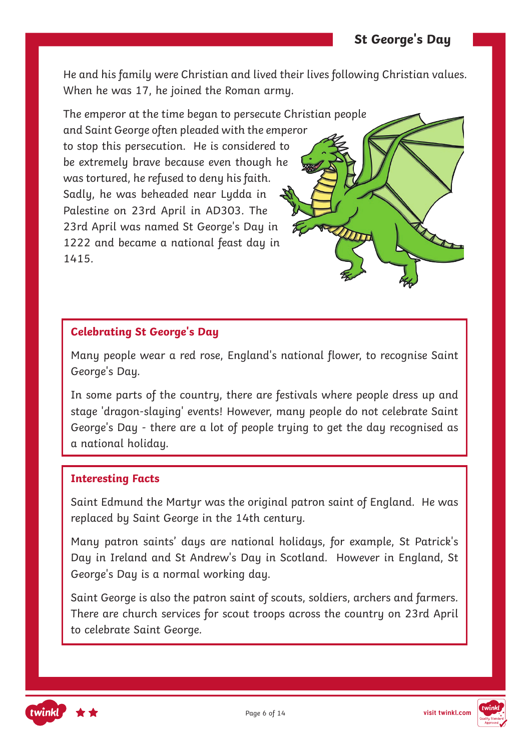He and his family were Christian and lived their lives following Christian values. When he was 17, he joined the Roman army.

The emperor at the time began to persecute Christian people and Saint George often pleaded with the emperor to stop this persecution. He is considered to be extremely brave because even though he was tortured, he refused to deny his faith. Sadly, he was beheaded near Lydda in Palestine on 23rd April in AD303. The 23rd April was named St George's Day in 1222 and became a national feast day in 1415.

## Celebrating St George's Day

Many people wear a red rose, England's national flower, to recognise Saint George's Day.

In some parts of the country, there are festivals where people dress up and stage 'dragon-slaying' events! However, many people do not celebrate Saint George's Day - there are a lot of people trying to get the day recognised as a national holiday.

## Interesting Facts

Saint Edmund the Martyr was the original patron saint of England. He was replaced by Saint George in the 14th century.

Many patron saints' days are national holidays, for example, St Patrick's Day in Ireland and St Andrew's Day in Scotland. However in England, St George's Day is a normal working day.

Saint George is also the patron saint of scouts, soldiers, archers and farmers. There are church services for scout troops across the country on 23rd April to celebrate Saint George.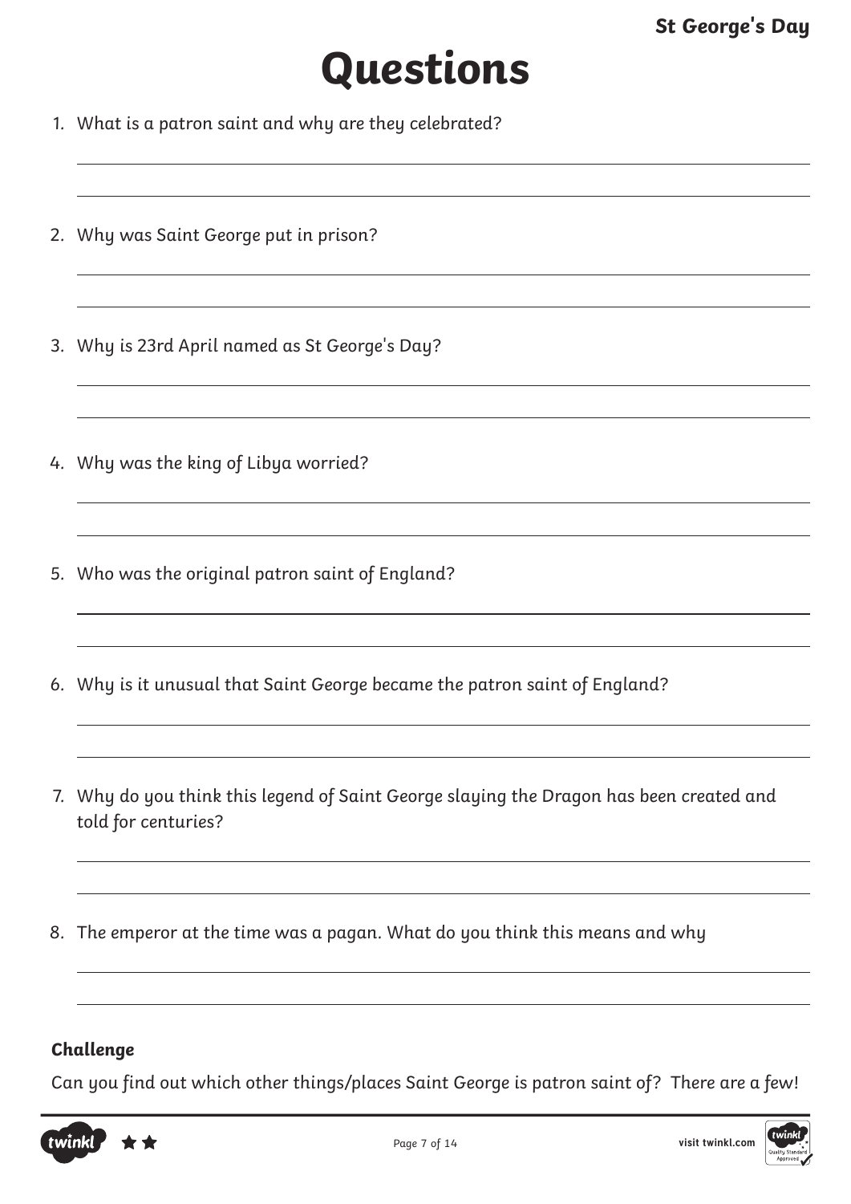# Questions

1. What is a patron saint and why are they celebrated?

2. Why was Saint George put in prison?

3. Why is 23rd April named as St George's Day?

4. Why was the king of Libya worried?

5. Who was the original patron saint of England?

6. Why is it unusual that Saint George became the patron saint of England?

7. Why do you think this legend of Saint George slaying the Dragon has been created and told for centuries?

8. The emperor at the time was a pagan. What do you think this means and why

**Challenge**

Can you find out which other things/places Saint George is patron saint of? There are a few!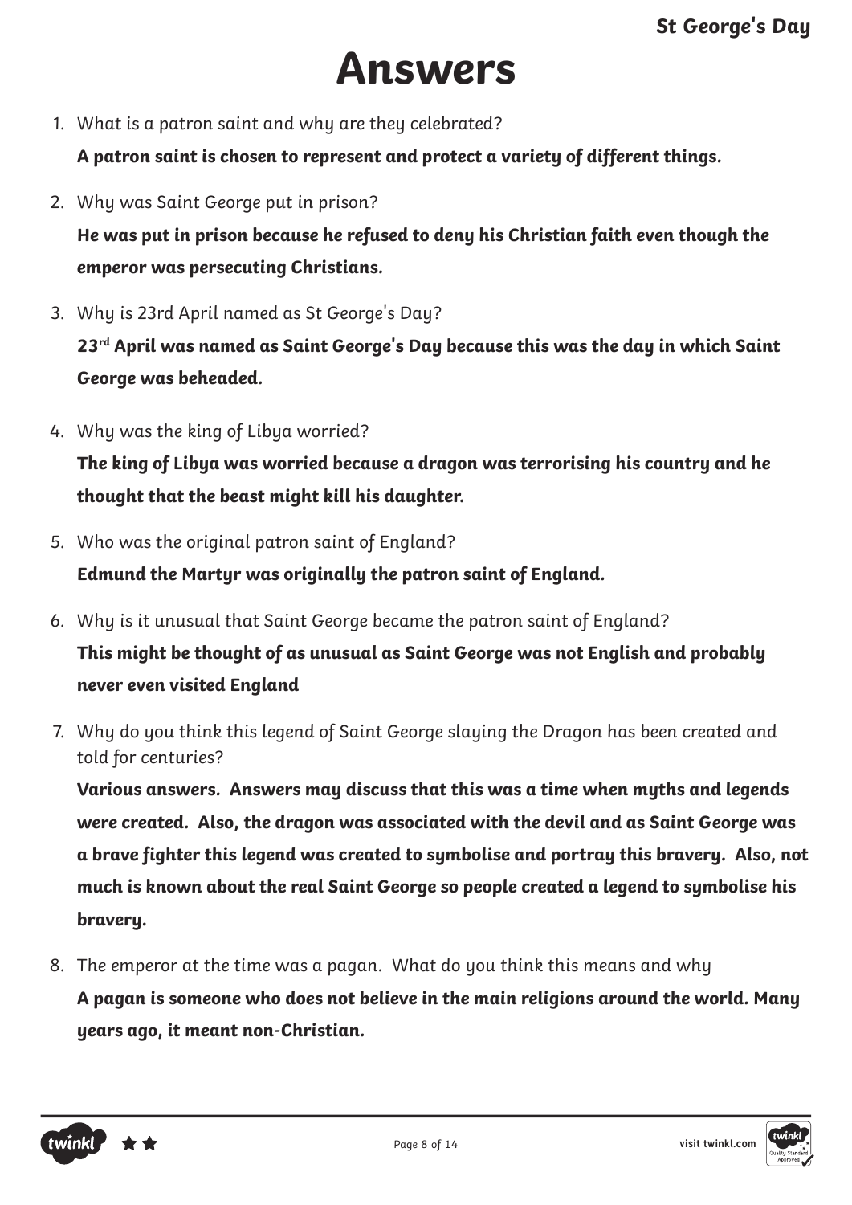# Answers

1. What is a patron saint and why are they celebrated?

   **A patron saint is chosen to represent and protect a variety of different things.**

2. Why was Saint George put in prison?

   **He was put in prison because he refused to deny his Christian faith even though the emperor was persecuting Christians.**

3. Why is 23rd April named as St George's Day?

   **23rd April was named as Saint George's Day because this was the day in which Saint George was beheaded.**

4. Why was the king of Libya worried?

   **The king of Libya was worried because a dragon was terrorising his country and he thought that the beast might kill his daughter.**

5. Who was the original patron saint of England?

   **Edmund the Martyr was originally the patron saint of England.**

6. Why is it unusual that Saint George became the patron saint of England?

   **This might be thought of as unusual as Saint George was not English and probably never even visited England**

7. Why do you think this legend of Saint George slaying the Dragon has been created and told for centuries?

   **Various answers. Answers may discuss that this was a time when myths and legends were created. Also, the dragon was associated with the devil and as Saint George was a brave fighter this legend was created to symbolise and portray this bravery. Also, not much is known about the real Saint George so people created a legend to symbolise his bravery.**

8. The emperor at the time was a pagan. What do you think this means and why

   **A pagan is someone who does not believe in the main religions around the world. Many years ago, it meant non-Christian.**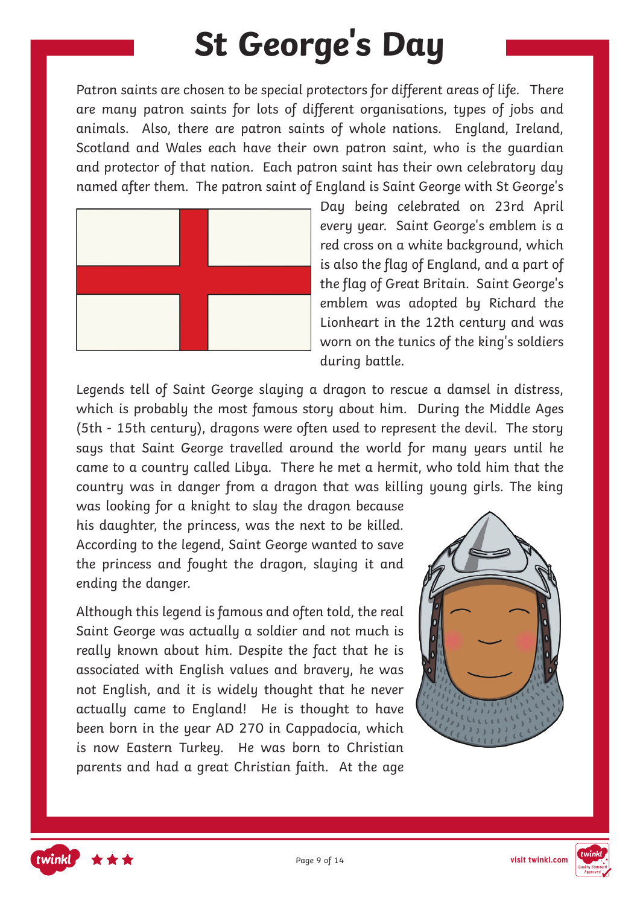# St George's Day

Patron saints are chosen to be special protectors for different areas of life. There are many patron saints for lots of different organisations, types of jobs and animals. Also, there are patron saints of whole nations. England, Ireland, Scotland and Wales each have their own patron saint, who is the guardian and protector of that nation. Each patron saint has their own celebratory day named after them. The patron saint of England is Saint George with St George's Day being celebrated on 23rd April every year. Saint George's emblem is a red cross on a white background, which is also the flag of England, and a part of the flag of Great Britain. Saint George's emblem was adopted by Richard the Lionheart in the 12th century and was worn on the tunics of the king's soldiers during battle.

Legends tell of Saint George slaying a dragon to rescue a damsel in distress, which is probably the most famous story about him. During the Middle Ages (5th - 15th century), dragons were often used to represent the devil. The story says that Saint George travelled around the world for many years until he came to a country called Libya. There he met a hermit, who told him that the country was in danger from a dragon that was killing young girls. The king was looking for a knight to slay the dragon because his daughter, the princess, was the next to be killed. According to the legend, Saint George wanted to save the princess and fought the dragon, slaying it and ending the danger.

Although this legend is famous and often told, the real Saint George was actually a soldier and not much is really known about him. Despite the fact that he is associated with English values and bravery, he was not English, and it is widely thought that he never actually came to England! He is thought to have been born in the year AD 270 in Cappadocia, which is now Eastern Turkey. He was born to Christian parents and had a great Christian faith. At the age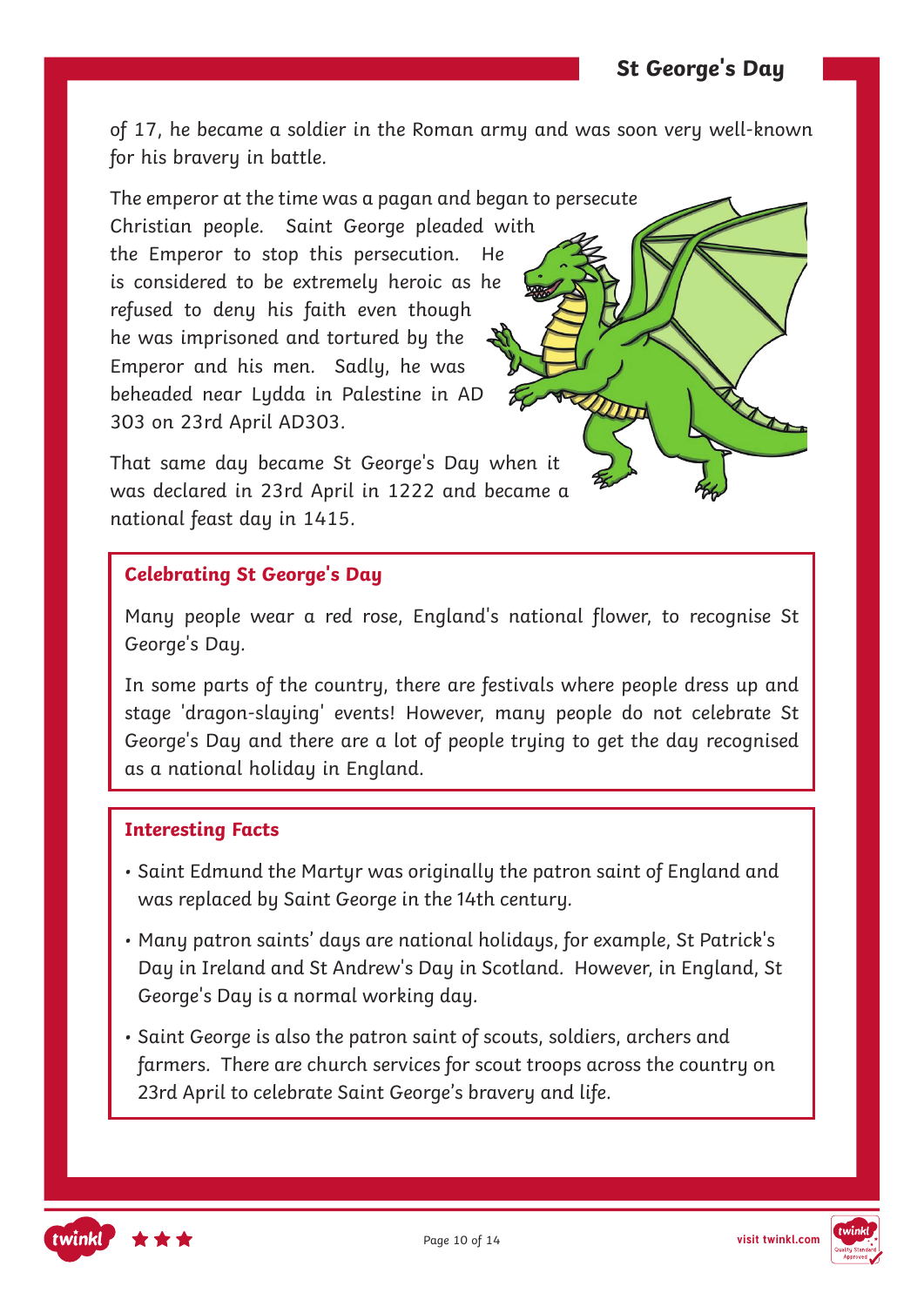of 17, he became a soldier in the Roman army and was soon very well-known for his bravery in battle.

The emperor at the time was a pagan and began to persecute Christian people. Saint George pleaded with the Emperor to stop this persecution. He is considered to be extremely heroic as he refused to deny his faith even though he was imprisoned and tortured by the Emperor and his men. Sadly, he was beheaded near Lydda in Palestine in AD 303 on 23rd April AD303.

That same day became St George's Day when it was declared in 23rd April in 1222 and became a national feast day in 1415.

## Celebrating St George's Day

Many people wear a red rose, England's national flower, to recognise St George's Day.

In some parts of the country, there are festivals where people dress up and stage 'dragon-slaying' events! However, many people do not celebrate St George's Day and there are a lot of people trying to get the day recognised as a national holiday in England.

## Interesting Facts

- Saint Edmund the Martyr was originally the patron saint of England and was replaced by Saint George in the 14th century.
- Many patron saints' days are national holidays, for example, St Patrick's Day in Ireland and St Andrew's Day in Scotland. However, in England, St George's Day is a normal working day.
- Saint George is also the patron saint of scouts, soldiers, archers and farmers. There are church services for scout troops across the country on 23rd April to celebrate Saint George's bravery and life.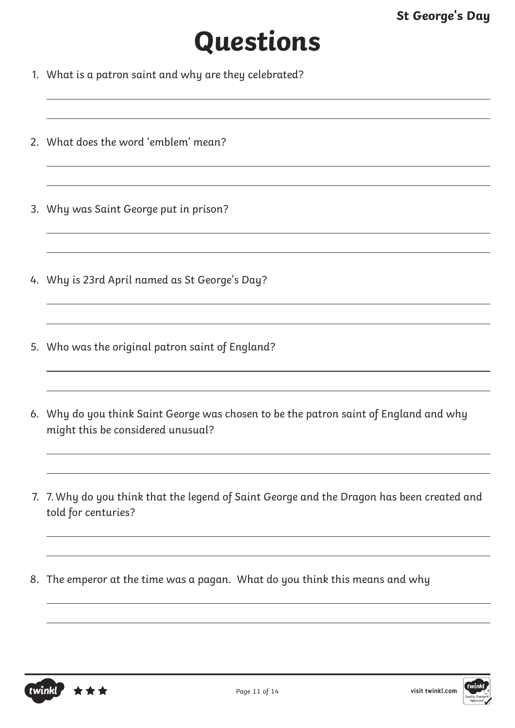# Questions

1. What is a patron saint and why are they celebrated?

2. What does the word 'emblem' mean?

3. Why was Saint George put in prison?

4. Why is 23rd April named as St George's Day?

5. Who was the original patron saint of England?

6. Why do you think Saint George was chosen to be the patron saint of England and why might this be considered unusual?

7. 7. Why do you think that the legend of Saint George and the Dragon has been created and told for centuries?

8. The emperor at the time was a pagan. What do you think this means and why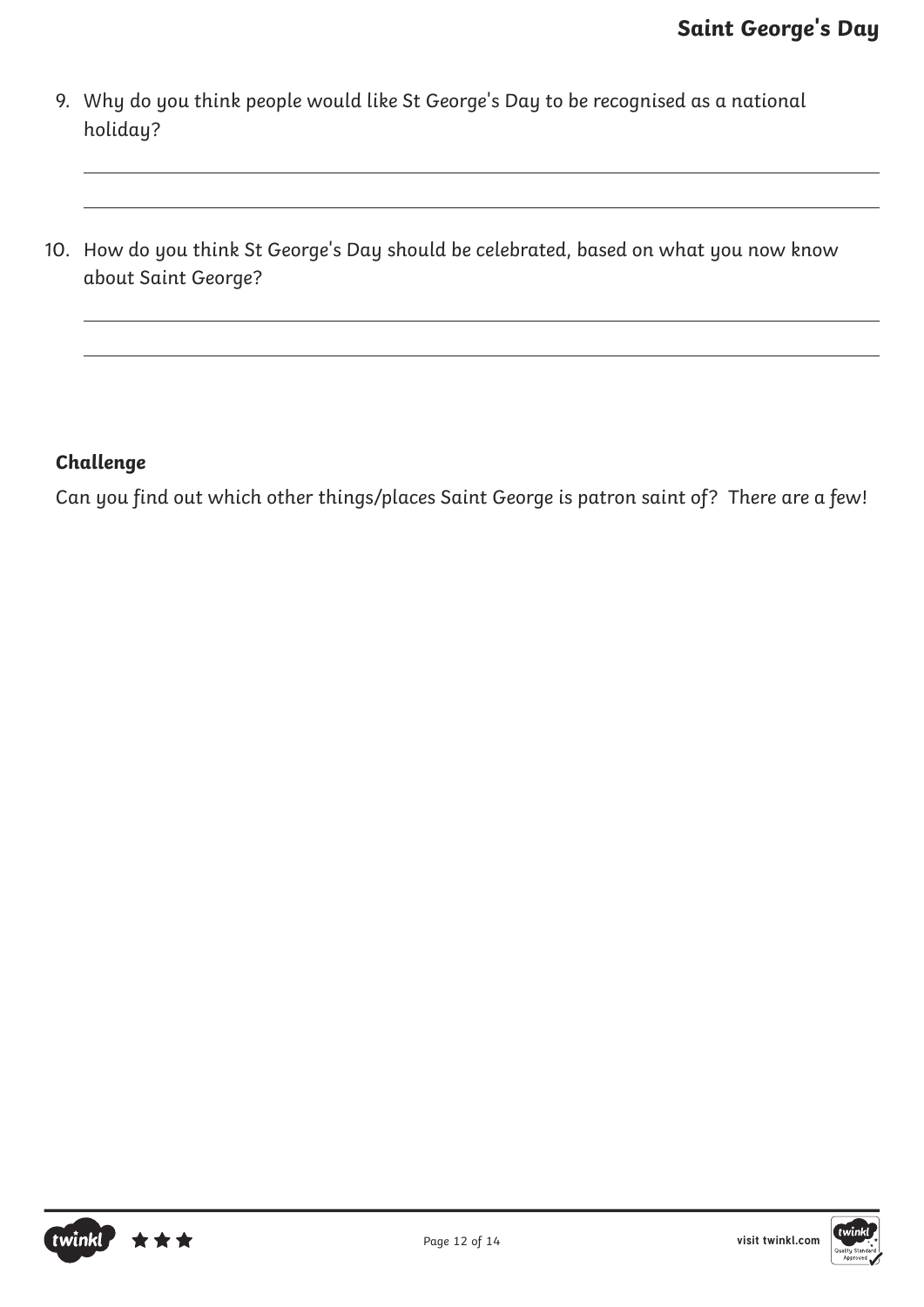9. Why do you think people would like St George's Day to be recognised as a national holiday?

10. How do you think St George's Day should be celebrated, based on what you now know about Saint George?

**Challenge**

Can you find out which other things/places Saint George is patron saint of? There are a few!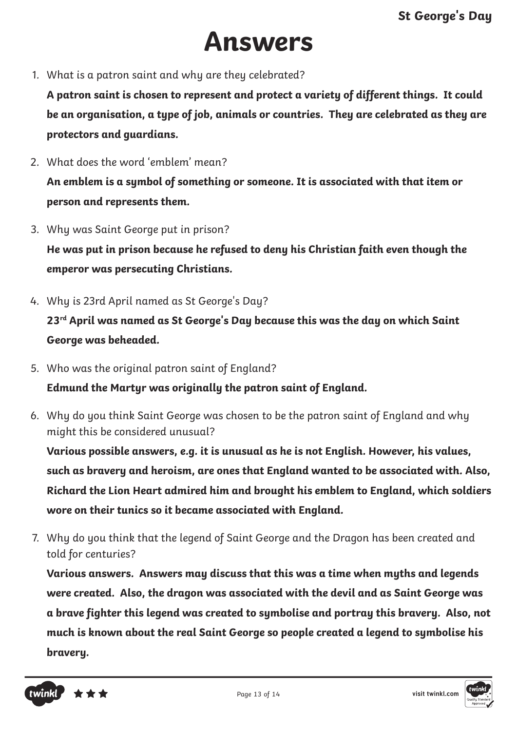# Answers

1. What is a patron saint and why are they celebrated?

   **A patron saint is chosen to represent and protect a variety of different things. It could be an organisation, a type of job, animals or countries. They are celebrated as they are protectors and guardians.**

2. What does the word 'emblem' mean?

   **An emblem is a symbol of something or someone. It is associated with that item or person and represents them.**

3. Why was Saint George put in prison?

   **He was put in prison because he refused to deny his Christian faith even though the emperor was persecuting Christians.**

4. Why is 23rd April named as St George's Day?

   **23rd April was named as St George's Day because this was the day on which Saint George was beheaded.**

5. Who was the original patron saint of England?

   **Edmund the Martyr was originally the patron saint of England.**

6. Why do you think Saint George was chosen to be the patron saint of England and why might this be considered unusual?

   **Various possible answers, e.g. it is unusual as he is not English. However, his values, such as bravery and heroism, are ones that England wanted to be associated with. Also, Richard the Lion Heart admired him and brought his emblem to England, which soldiers wore on their tunics so it became associated with England.**

7. Why do you think that the legend of Saint George and the Dragon has been created and told for centuries?

   **Various answers. Answers may discuss that this was a time when myths and legends were created. Also, the dragon was associated with the devil and as Saint George was a brave fighter this legend was created to symbolise and portray this bravery. Also, not much is known about the real Saint George so people created a legend to symbolise his bravery.**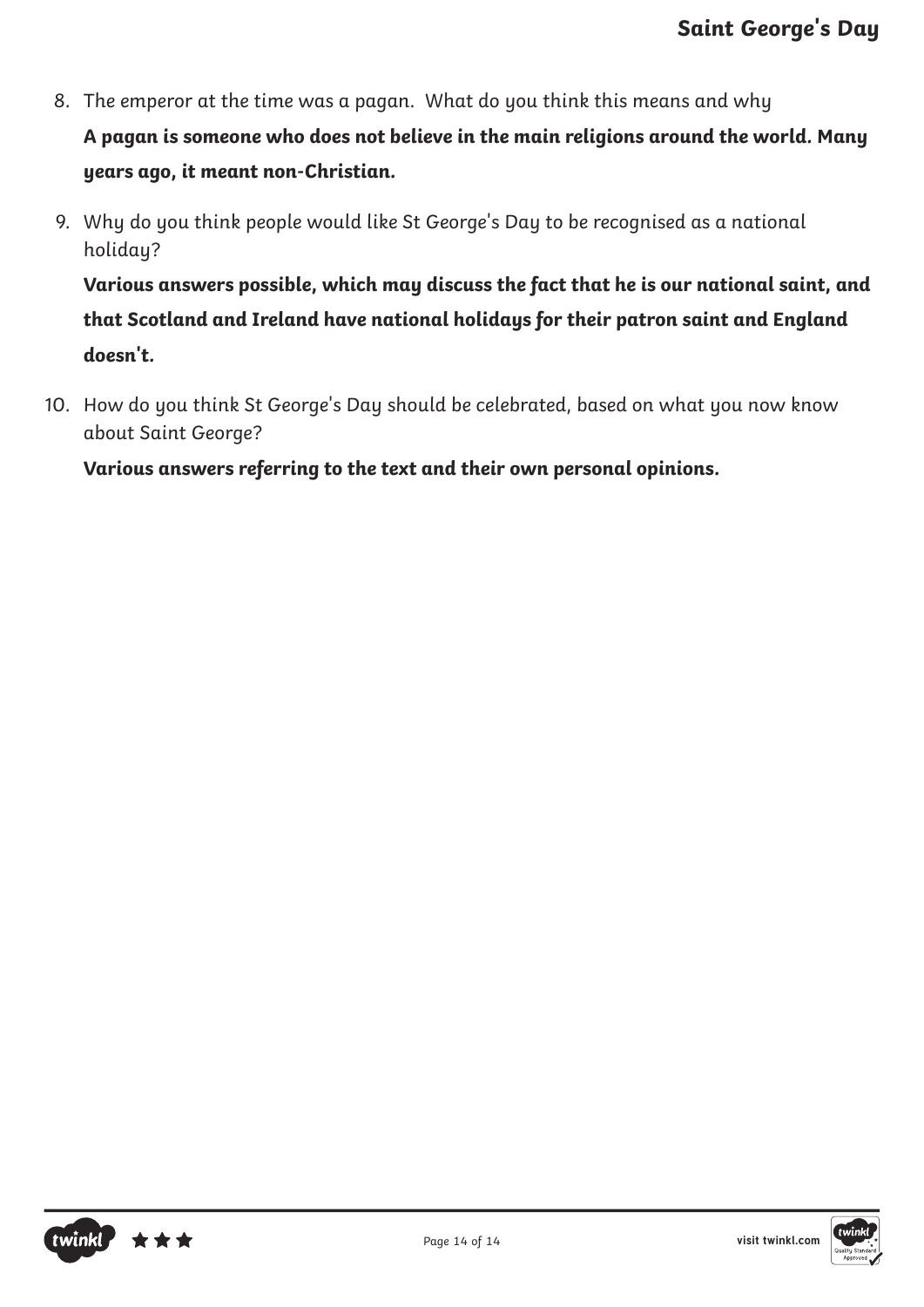8. The emperor at the time was a pagan. What do you think this means and why

   **A pagan is someone who does not believe in the main religions around the world. Many years ago, it meant non-Christian.**

9. Why do you think people would like St George's Day to be recognised as a national holiday?

   **Various answers possible, which may discuss the fact that he is our national saint, and that Scotland and Ireland have national holidays for their patron saint and England doesn't.**

10. How do you think St George's Day should be celebrated, based on what you now know about Saint George?

    **Various answers referring to the text and their own personal opinions.**